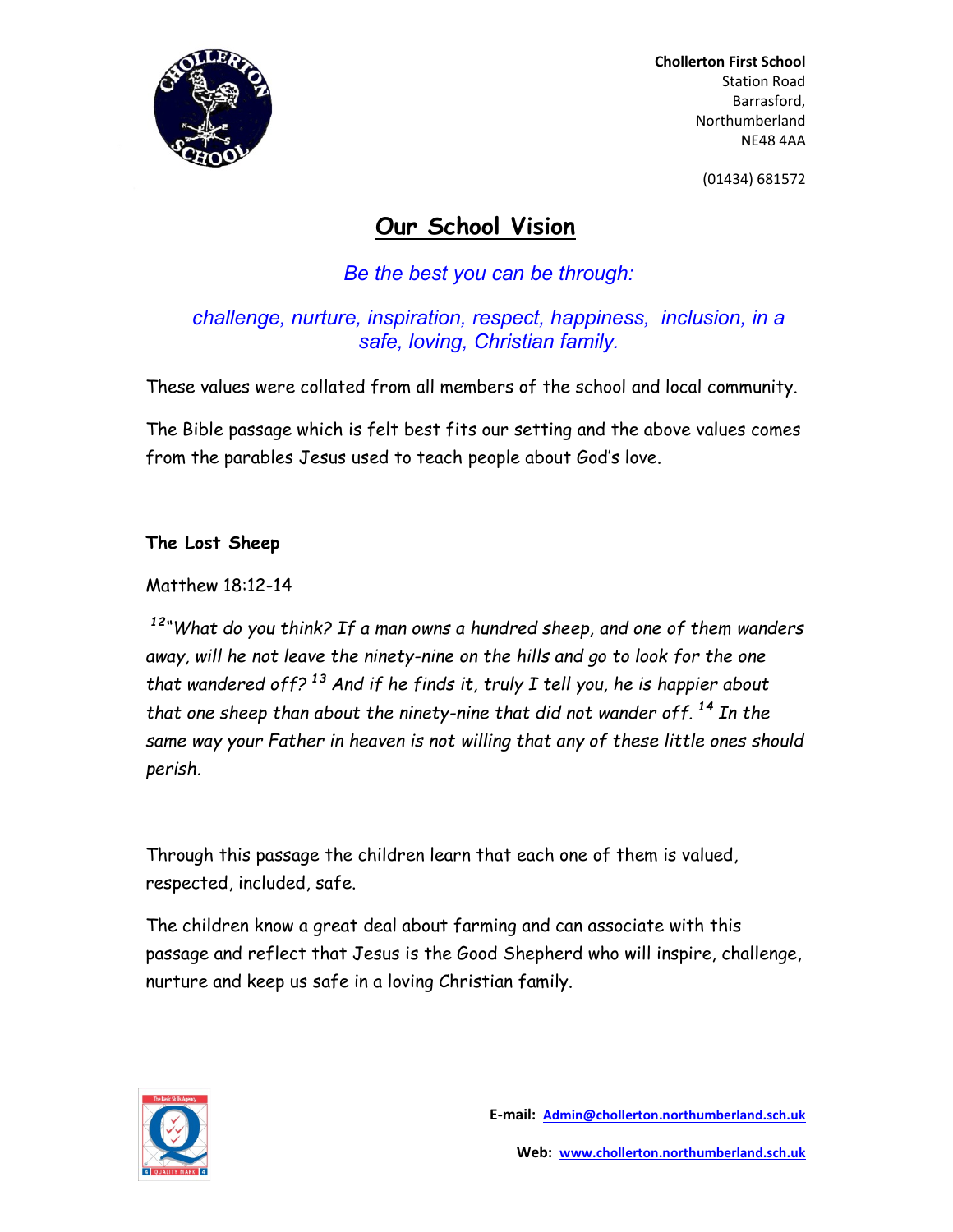**Chollerton First School**
Station Road
Barrasford,
Northumberland
NE48 4AA

(01434) 681572

# Our School Vision

*Be the best you can be through:*

*challenge, nurture, inspiration, respect, happiness, inclusion, in a safe, loving, Christian family.*

These values were collated from all members of the school and local community.

The Bible passage which is felt best fits our setting and the above values comes from the parables Jesus used to teach people about God's love.

**The Lost Sheep**

Matthew 18:12-14

*[12]"What do you think? If a man owns a hundred sheep, and one of them wanders away, will he not leave the ninety-nine on the hills and go to look for the one that wandered off? [13] And if he finds it, truly I tell you, he is happier about that one sheep than about the ninety-nine that did not wander off. [14] In the same way your Father in heaven is not willing that any of these little ones should perish.*

Through this passage the children learn that each one of them is valued, respected, included, safe.

The children know a great deal about farming and can associate with this passage and reflect that Jesus is the Good Shepherd who will inspire, challenge, nurture and keep us safe in a loving Christian family.

**E-mail:** Admin@chollerton.northumberland.sch.uk

**Web:** www.chollerton.northumberland.sch.uk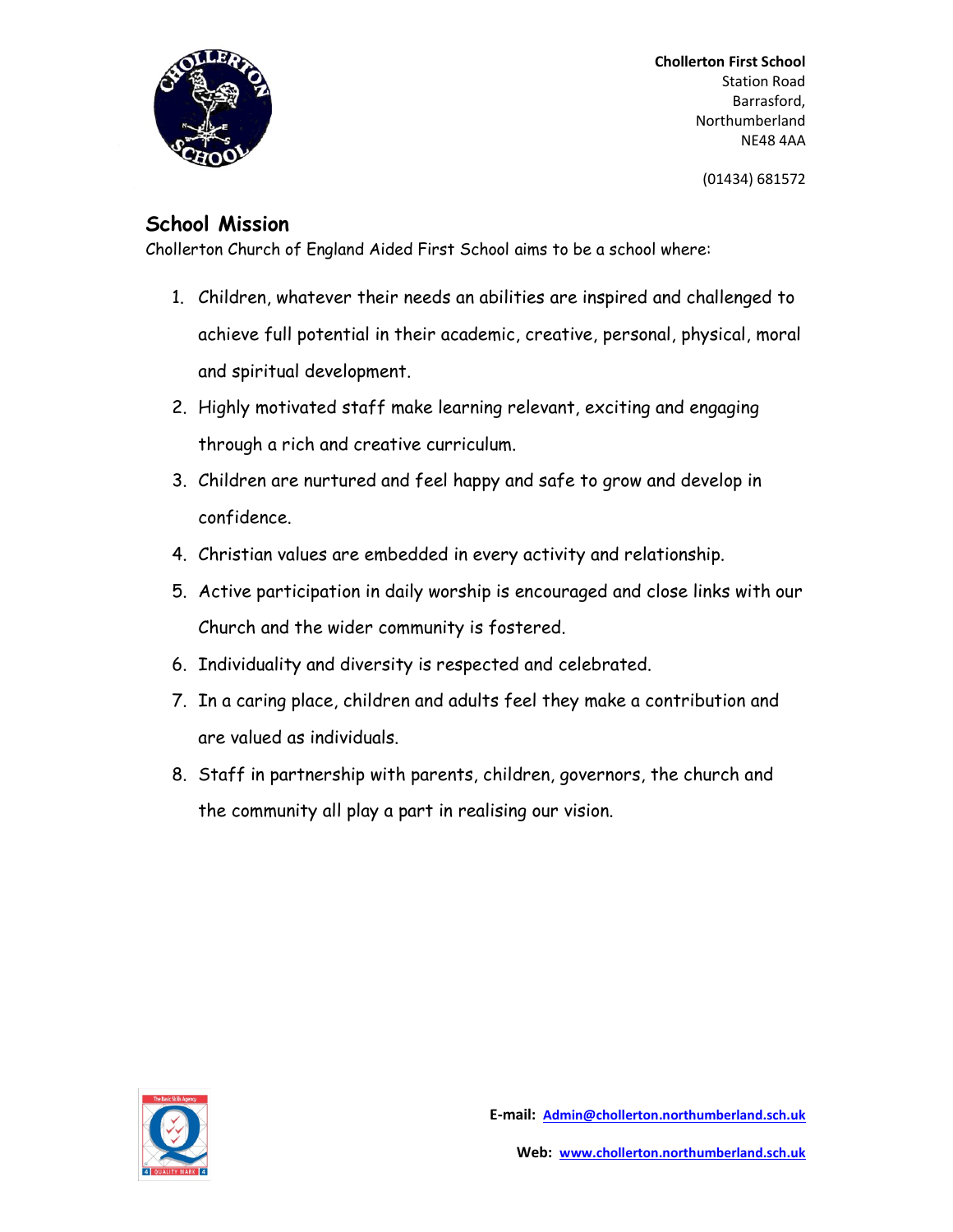**Chollerton First School**
Station Road
Barrasford,
Northumberland
NE48 4AA

(01434) 681572

## School Mission

Chollerton Church of England Aided First School aims to be a school where:

1. Children, whatever their needs an abilities are inspired and challenged to achieve full potential in their academic, creative, personal, physical, moral and spiritual development.
2. Highly motivated staff make learning relevant, exciting and engaging through a rich and creative curriculum.
3. Children are nurtured and feel happy and safe to grow and develop in confidence.
4. Christian values are embedded in every activity and relationship.
5. Active participation in daily worship is encouraged and close links with our Church and the wider community is fostered.
6. Individuality and diversity is respected and celebrated.
7. In a caring place, children and adults feel they make a contribution and are valued as individuals.
8. Staff in partnership with parents, children, governors, the church and the community all play a part in realising our vision.

**E-mail:** Admin@chollerton.northumberland.sch.uk

**Web:** www.chollerton.northumberland.sch.uk